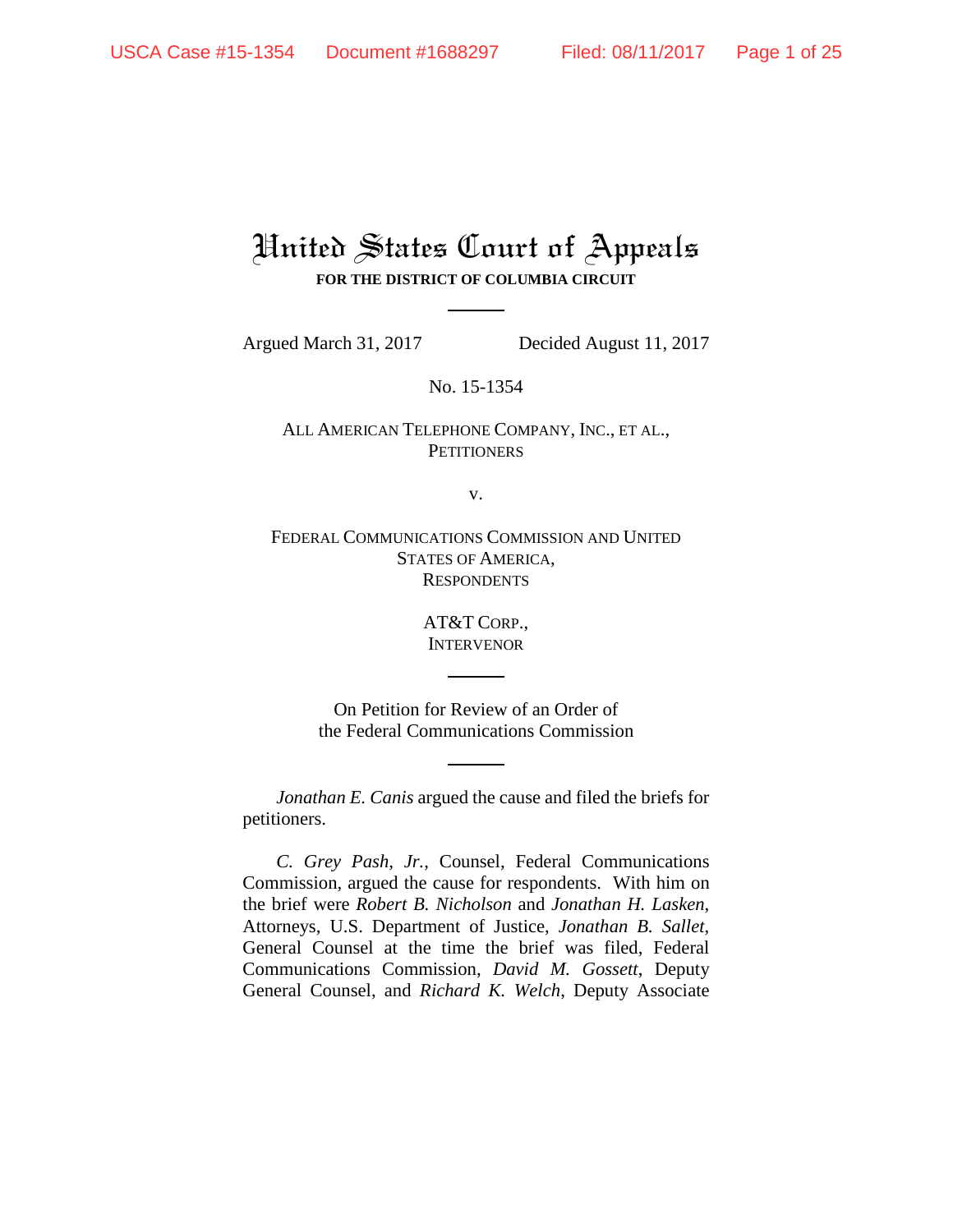# United States Court of Appeals

**FOR THE DISTRICT OF COLUMBIA CIRCUIT**

Argued March 31, 2017 Decided August 11, 2017

No. 15-1354

ALL AMERICAN TELEPHONE COMPANY, INC., ET AL.,
PETITIONERS

v.

FEDERAL COMMUNICATIONS COMMISSION AND UNITED STATES OF AMERICA,
RESPONDENTS

AT&T CORP.,
INTERVENOR

On Petition for Review of an Order of
the Federal Communications Commission

*Jonathan E. Canis* argued the cause and filed the briefs for petitioners.

*C. Grey Pash, Jr.*, Counsel, Federal Communications Commission, argued the cause for respondents. With him on the brief were *Robert B. Nicholson* and *Jonathan H. Lasken*, Attorneys, U.S. Department of Justice, *Jonathan B. Sallet*, General Counsel at the time the brief was filed, Federal Communications Commission, *David M. Gossett*, Deputy General Counsel, and *Richard K. Welch*, Deputy Associate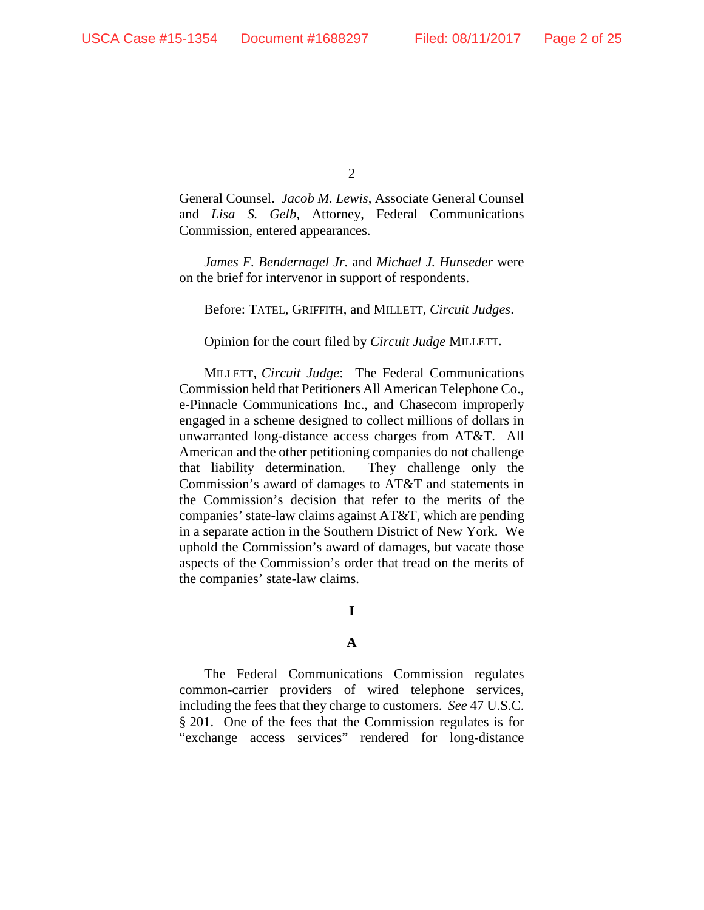General Counsel. *Jacob M. Lewis*, Associate General Counsel and *Lisa S. Gelb*, Attorney, Federal Communications Commission, entered appearances.

*James F. Bendernagel Jr.* and *Michael J. Hunseder* were on the brief for intervenor in support of respondents.

Before: TATEL, GRIFFITH, and MILLETT, *Circuit Judges*.

Opinion for the court filed by *Circuit Judge* MILLETT.

MILLETT, *Circuit Judge*: The Federal Communications Commission held that Petitioners All American Telephone Co., e-Pinnacle Communications Inc., and Chasecom improperly engaged in a scheme designed to collect millions of dollars in unwarranted long-distance access charges from AT&T. All American and the other petitioning companies do not challenge that liability determination. They challenge only the Commission's award of damages to AT&T and statements in the Commission's decision that refer to the merits of the companies' state-law claims against AT&T, which are pending in a separate action in the Southern District of New York. We uphold the Commission's award of damages, but vacate those aspects of the Commission's order that tread on the merits of the companies' state-law claims.

## I

### A

The Federal Communications Commission regulates common-carrier providers of wired telephone services, including the fees that they charge to customers. *See* 47 U.S.C. § 201. One of the fees that the Commission regulates is for "exchange access services" rendered for long-distance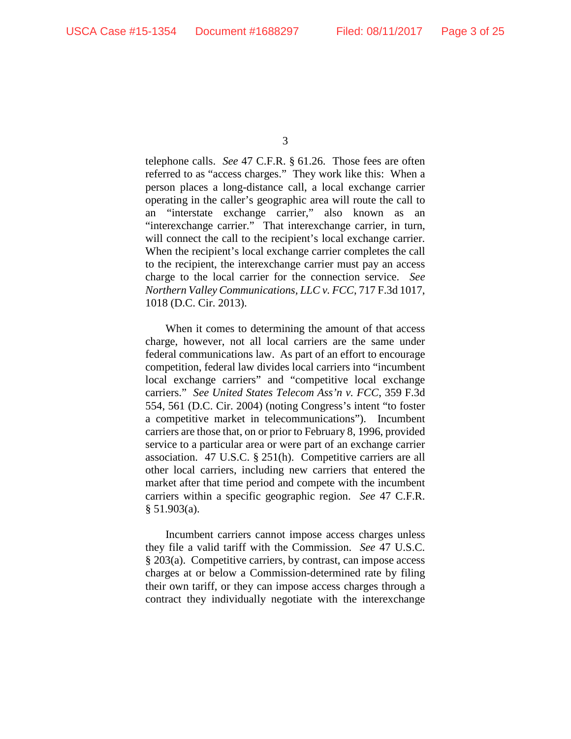telephone calls. *See* 47 C.F.R. § 61.26. Those fees are often referred to as "access charges." They work like this: When a person places a long-distance call, a local exchange carrier operating in the caller's geographic area will route the call to an "interstate exchange carrier," also known as an "interexchange carrier." That interexchange carrier, in turn, will connect the call to the recipient's local exchange carrier. When the recipient's local exchange carrier completes the call to the recipient, the interexchange carrier must pay an access charge to the local carrier for the connection service. *See Northern Valley Communications, LLC v. FCC*, 717 F.3d 1017, 1018 (D.C. Cir. 2013).

When it comes to determining the amount of that access charge, however, not all local carriers are the same under federal communications law. As part of an effort to encourage competition, federal law divides local carriers into "incumbent local exchange carriers" and "competitive local exchange carriers." *See United States Telecom Ass'n v. FCC*, 359 F.3d 554, 561 (D.C. Cir. 2004) (noting Congress's intent "to foster a competitive market in telecommunications"). Incumbent carriers are those that, on or prior to February 8, 1996, provided service to a particular area or were part of an exchange carrier association. 47 U.S.C. § 251(h). Competitive carriers are all other local carriers, including new carriers that entered the market after that time period and compete with the incumbent carriers within a specific geographic region. *See* 47 C.F.R. § 51.903(a).

Incumbent carriers cannot impose access charges unless they file a valid tariff with the Commission. *See* 47 U.S.C. § 203(a). Competitive carriers, by contrast, can impose access charges at or below a Commission-determined rate by filing their own tariff, or they can impose access charges through a contract they individually negotiate with the interexchange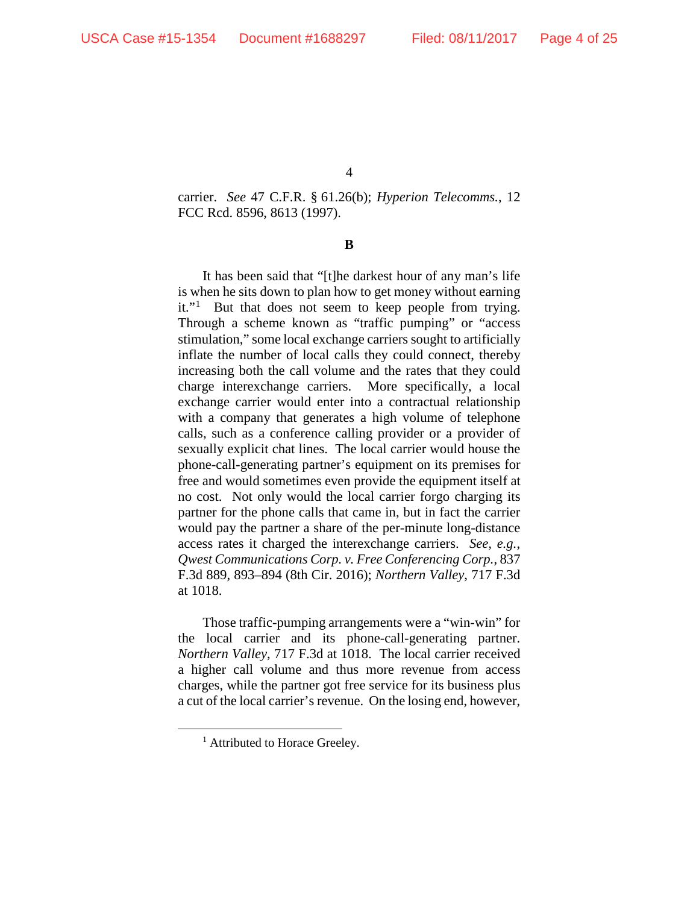carrier. *See* 47 C.F.R. § 61.26(b); *Hyperion Telecomms.*, 12 FCC Rcd. 8596, 8613 (1997).

**B**

It has been said that "[t]he darkest hour of any man's life is when he sits down to plan how to get money without earning it."[1] But that does not seem to keep people from trying. Through a scheme known as "traffic pumping" or "access stimulation," some local exchange carriers sought to artificially inflate the number of local calls they could connect, thereby increasing both the call volume and the rates that they could charge interexchange carriers. More specifically, a local exchange carrier would enter into a contractual relationship with a company that generates a high volume of telephone calls, such as a conference calling provider or a provider of sexually explicit chat lines. The local carrier would house the phone-call-generating partner's equipment on its premises for free and would sometimes even provide the equipment itself at no cost. Not only would the local carrier forgo charging its partner for the phone calls that came in, but in fact the carrier would pay the partner a share of the per-minute long-distance access rates it charged the interexchange carriers. *See, e.g.*, *Qwest Communications Corp. v. Free Conferencing Corp.*, 837 F.3d 889, 893–894 (8th Cir. 2016); *Northern Valley*, 717 F.3d at 1018.

Those traffic-pumping arrangements were a "win-win" for the local carrier and its phone-call-generating partner. *Northern Valley*, 717 F.3d at 1018. The local carrier received a higher call volume and thus more revenue from access charges, while the partner got free service for its business plus a cut of the local carrier's revenue. On the losing end, however,

[1] Attributed to Horace Greeley.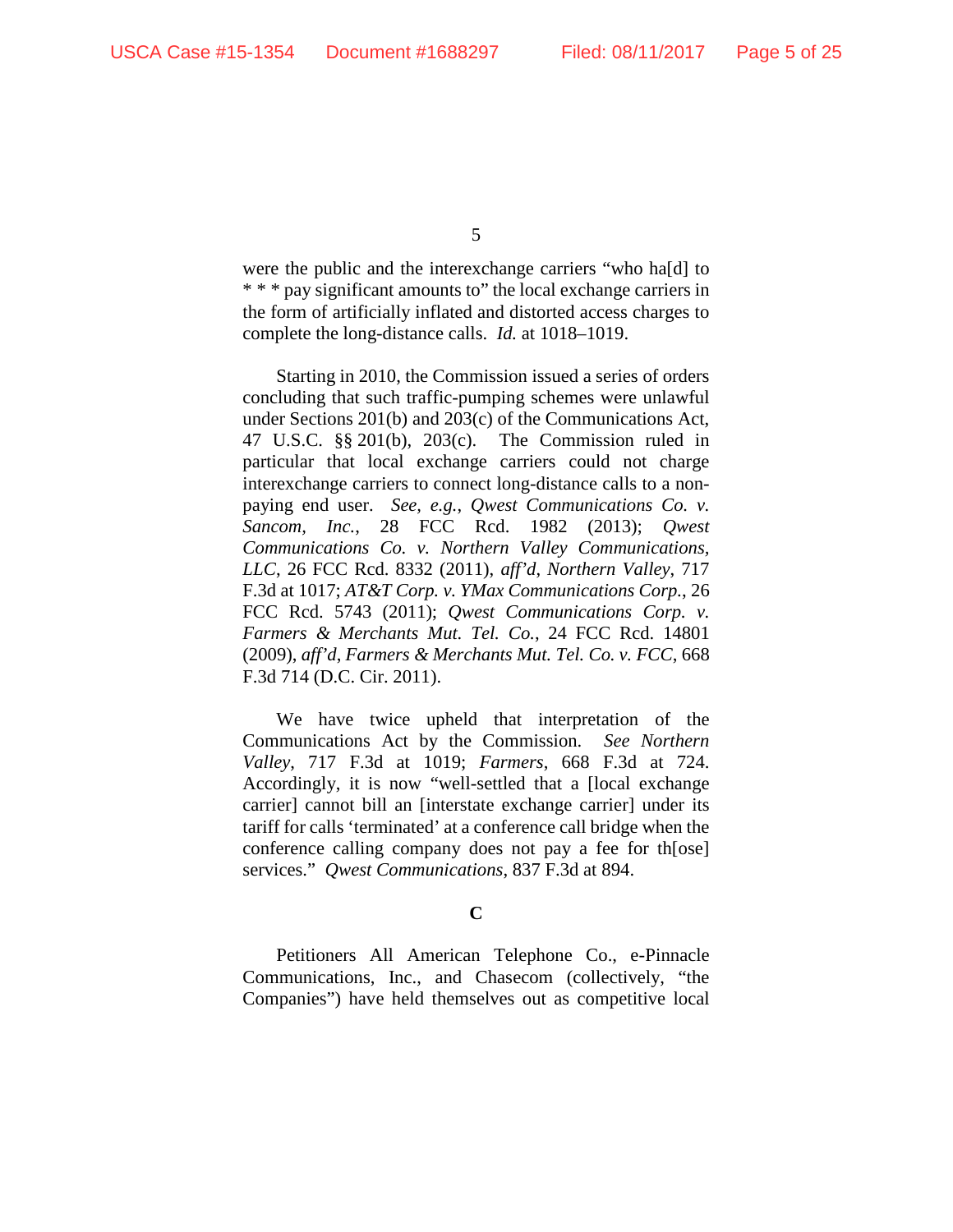were the public and the interexchange carriers "who ha[d] to * * * pay significant amounts to" the local exchange carriers in the form of artificially inflated and distorted access charges to complete the long-distance calls. *Id.* at 1018–1019.

Starting in 2010, the Commission issued a series of orders concluding that such traffic-pumping schemes were unlawful under Sections 201(b) and 203(c) of the Communications Act, 47 U.S.C. §§ 201(b), 203(c). The Commission ruled in particular that local exchange carriers could not charge interexchange carriers to connect long-distance calls to a non-paying end user. *See, e.g.*, *Qwest Communications Co. v. Sancom, Inc.*, 28 FCC Rcd. 1982 (2013); *Qwest Communications Co. v. Northern Valley Communications, LLC*, 26 FCC Rcd. 8332 (2011), *aff'd*, *Northern Valley*, 717 F.3d at 1017; *AT&T Corp. v. YMax Communications Corp.*, 26 FCC Rcd. 5743 (2011); *Qwest Communications Corp. v. Farmers & Merchants Mut. Tel. Co.*, 24 FCC Rcd. 14801 (2009), *aff'd*, *Farmers & Merchants Mut. Tel. Co. v. FCC*, 668 F.3d 714 (D.C. Cir. 2011).

We have twice upheld that interpretation of the Communications Act by the Commission. *See Northern Valley*, 717 F.3d at 1019; *Farmers*, 668 F.3d at 724. Accordingly, it is now "well-settled that a [local exchange carrier] cannot bill an [interstate exchange carrier] under its tariff for calls 'terminated' at a conference call bridge when the conference calling company does not pay a fee for th[ose] services." *Qwest Communications*, 837 F.3d at 894.

### C

Petitioners All American Telephone Co., e-Pinnacle Communications, Inc., and Chasecom (collectively, "the Companies") have held themselves out as competitive local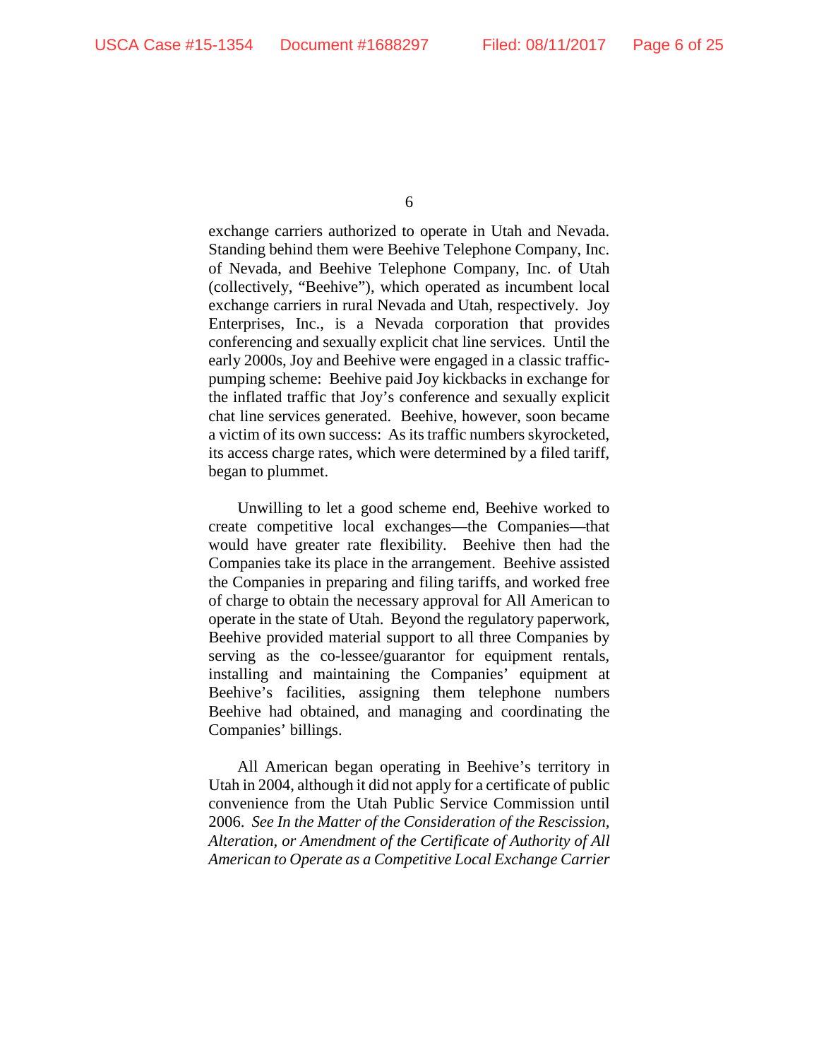exchange carriers authorized to operate in Utah and Nevada. Standing behind them were Beehive Telephone Company, Inc. of Nevada, and Beehive Telephone Company, Inc. of Utah (collectively, "Beehive"), which operated as incumbent local exchange carriers in rural Nevada and Utah, respectively. Joy Enterprises, Inc., is a Nevada corporation that provides conferencing and sexually explicit chat line services. Until the early 2000s, Joy and Beehive were engaged in a classic traffic-pumping scheme: Beehive paid Joy kickbacks in exchange for the inflated traffic that Joy's conference and sexually explicit chat line services generated. Beehive, however, soon became a victim of its own success: As its traffic numbers skyrocketed, its access charge rates, which were determined by a filed tariff, began to plummet.

Unwilling to let a good scheme end, Beehive worked to create competitive local exchanges—the Companies—that would have greater rate flexibility. Beehive then had the Companies take its place in the arrangement. Beehive assisted the Companies in preparing and filing tariffs, and worked free of charge to obtain the necessary approval for All American to operate in the state of Utah. Beyond the regulatory paperwork, Beehive provided material support to all three Companies by serving as the co-lessee/guarantor for equipment rentals, installing and maintaining the Companies' equipment at Beehive's facilities, assigning them telephone numbers Beehive had obtained, and managing and coordinating the Companies' billings.

All American began operating in Beehive's territory in Utah in 2004, although it did not apply for a certificate of public convenience from the Utah Public Service Commission until 2006. *See In the Matter of the Consideration of the Rescission, Alteration, or Amendment of the Certificate of Authority of All American to Operate as a Competitive Local Exchange Carrier*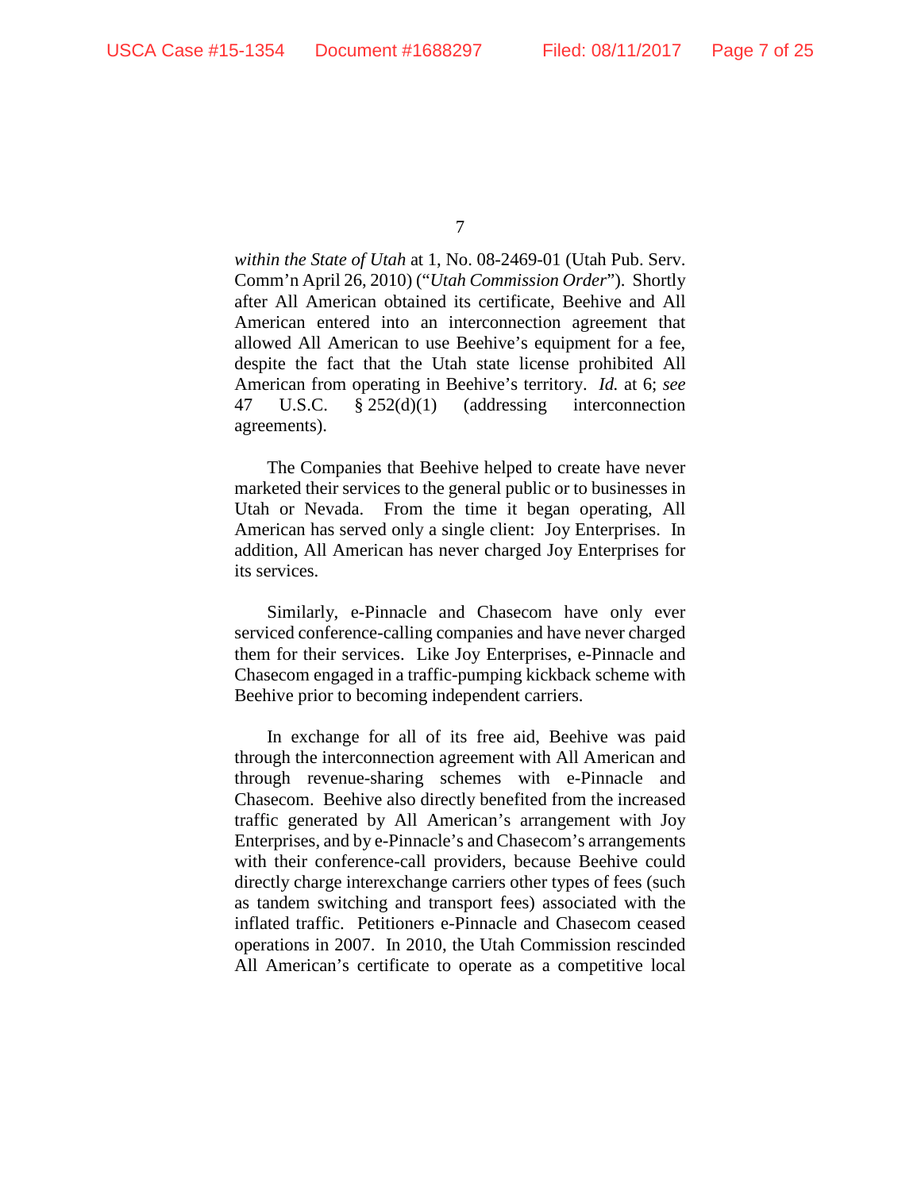*within the State of Utah* at 1, No. 08-2469-01 (Utah Pub. Serv. Comm'n April 26, 2010) ("*Utah Commission Order*"). Shortly after All American obtained its certificate, Beehive and All American entered into an interconnection agreement that allowed All American to use Beehive's equipment for a fee, despite the fact that the Utah state license prohibited All American from operating in Beehive's territory. *Id.* at 6; *see* 47 U.S.C. § 252(d)(1) (addressing interconnection agreements).

The Companies that Beehive helped to create have never marketed their services to the general public or to businesses in Utah or Nevada. From the time it began operating, All American has served only a single client: Joy Enterprises. In addition, All American has never charged Joy Enterprises for its services.

Similarly, e-Pinnacle and Chasecom have only ever serviced conference-calling companies and have never charged them for their services. Like Joy Enterprises, e-Pinnacle and Chasecom engaged in a traffic-pumping kickback scheme with Beehive prior to becoming independent carriers.

In exchange for all of its free aid, Beehive was paid through the interconnection agreement with All American and through revenue-sharing schemes with e-Pinnacle and Chasecom. Beehive also directly benefited from the increased traffic generated by All American's arrangement with Joy Enterprises, and by e-Pinnacle's and Chasecom's arrangements with their conference-call providers, because Beehive could directly charge interexchange carriers other types of fees (such as tandem switching and transport fees) associated with the inflated traffic. Petitioners e-Pinnacle and Chasecom ceased operations in 2007. In 2010, the Utah Commission rescinded All American's certificate to operate as a competitive local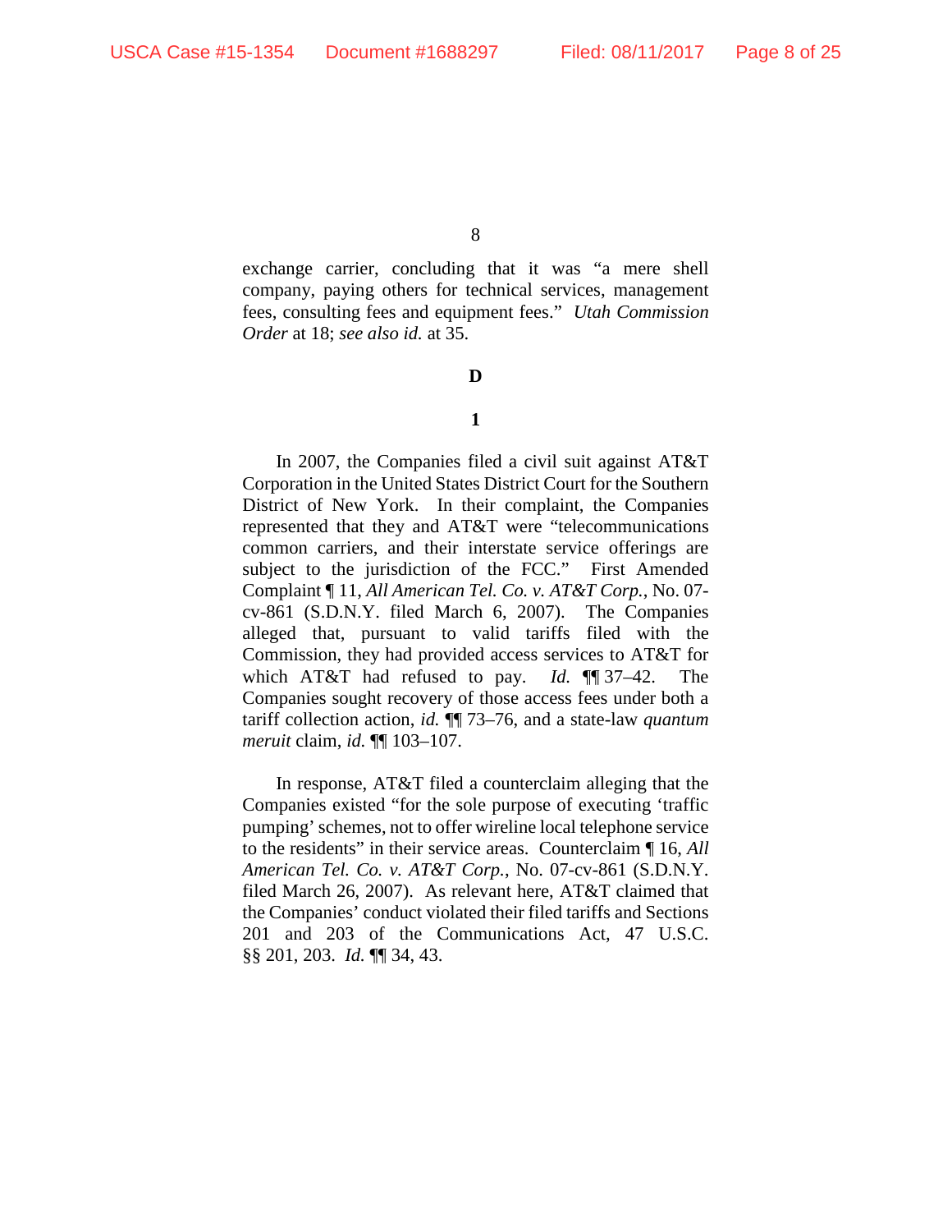exchange carrier, concluding that it was "a mere shell company, paying others for technical services, management fees, consulting fees and equipment fees." *Utah Commission Order* at 18; *see also id.* at 35.

**D**

**1**

In 2007, the Companies filed a civil suit against AT&T Corporation in the United States District Court for the Southern District of New York. In their complaint, the Companies represented that they and AT&T were "telecommunications common carriers, and their interstate service offerings are subject to the jurisdiction of the FCC." First Amended Complaint ¶ 11, *All American Tel. Co. v. AT&T Corp.*, No. 07-cv-861 (S.D.N.Y. filed March 6, 2007). The Companies alleged that, pursuant to valid tariffs filed with the Commission, they had provided access services to AT&T for which AT&T had refused to pay. *Id.* ¶¶ 37–42. The Companies sought recovery of those access fees under both a tariff collection action, *id.* ¶¶ 73–76, and a state-law *quantum meruit* claim, *id.* ¶¶ 103–107.

In response, AT&T filed a counterclaim alleging that the Companies existed "for the sole purpose of executing 'traffic pumping' schemes, not to offer wireline local telephone service to the residents" in their service areas. Counterclaim ¶ 16, *All American Tel. Co. v. AT&T Corp.*, No. 07-cv-861 (S.D.N.Y. filed March 26, 2007). As relevant here, AT&T claimed that the Companies' conduct violated their filed tariffs and Sections 201 and 203 of the Communications Act, 47 U.S.C. §§ 201, 203. *Id.* ¶¶ 34, 43.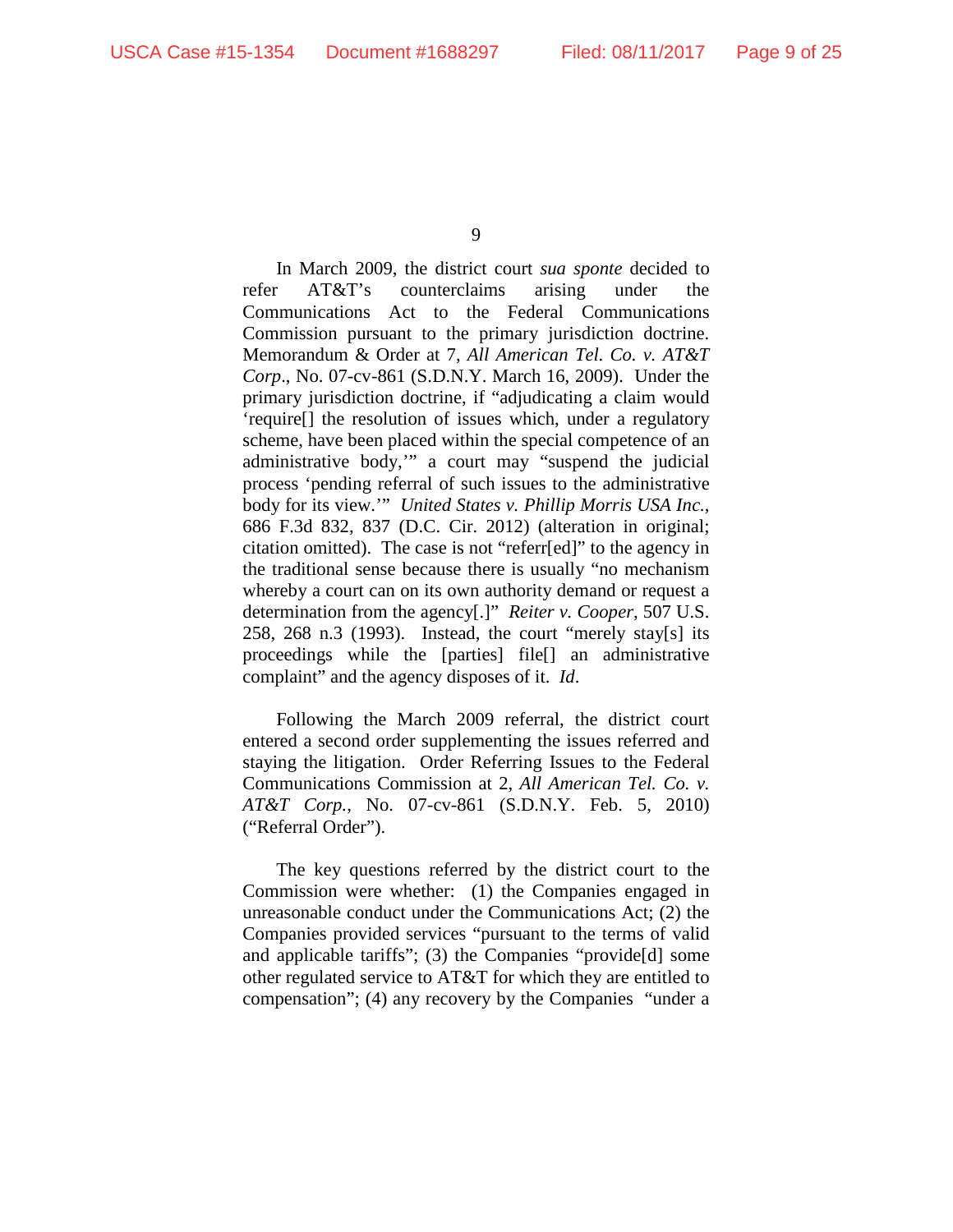In March 2009, the district court *sua sponte* decided to refer AT&T's counterclaims arising under the Communications Act to the Federal Communications Commission pursuant to the primary jurisdiction doctrine. Memorandum & Order at 7, *All American Tel. Co. v. AT&T Corp*., No. 07-cv-861 (S.D.N.Y. March 16, 2009). Under the primary jurisdiction doctrine, if "adjudicating a claim would 'require[] the resolution of issues which, under a regulatory scheme, have been placed within the special competence of an administrative body,'" a court may "suspend the judicial process 'pending referral of such issues to the administrative body for its view.'" *United States v. Phillip Morris USA Inc.*, 686 F.3d 832, 837 (D.C. Cir. 2012) (alteration in original; citation omitted). The case is not "referr[ed]" to the agency in the traditional sense because there is usually "no mechanism whereby a court can on its own authority demand or request a determination from the agency[.]" *Reiter v. Cooper*, 507 U.S. 258, 268 n.3 (1993). Instead, the court "merely stay[s] its proceedings while the [parties] file[] an administrative complaint" and the agency disposes of it. *Id*.

Following the March 2009 referral, the district court entered a second order supplementing the issues referred and staying the litigation. Order Referring Issues to the Federal Communications Commission at 2, *All American Tel. Co. v. AT&T Corp.*, No. 07-cv-861 (S.D.N.Y. Feb. 5, 2010) ("Referral Order").

The key questions referred by the district court to the Commission were whether: (1) the Companies engaged in unreasonable conduct under the Communications Act; (2) the Companies provided services "pursuant to the terms of valid and applicable tariffs"; (3) the Companies "provide[d] some other regulated service to AT&T for which they are entitled to compensation"; (4) any recovery by the Companies "under a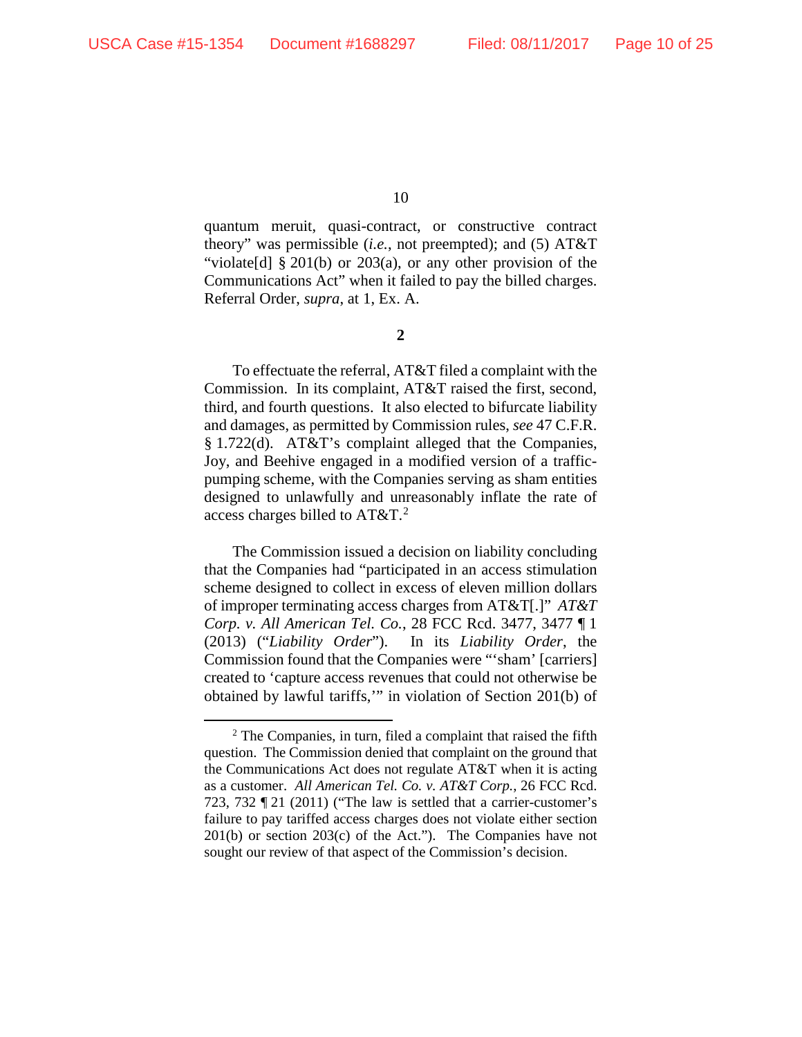quantum meruit, quasi-contract, or constructive contract theory" was permissible (*i.e.*, not preempted); and (5) AT&T "violate[d] § 201(b) or 203(a), or any other provision of the Communications Act" when it failed to pay the billed charges. Referral Order, *supra*, at 1, Ex. A.

**2**

To effectuate the referral, AT&T filed a complaint with the Commission. In its complaint, AT&T raised the first, second, third, and fourth questions. It also elected to bifurcate liability and damages, as permitted by Commission rules, *see* 47 C.F.R. § 1.722(d). AT&T's complaint alleged that the Companies, Joy, and Beehive engaged in a modified version of a traffic-pumping scheme, with the Companies serving as sham entities designed to unlawfully and unreasonably inflate the rate of access charges billed to AT&T.[2]

The Commission issued a decision on liability concluding that the Companies had "participated in an access stimulation scheme designed to collect in excess of eleven million dollars of improper terminating access charges from AT&T[.]" *AT&T Corp. v. All American Tel. Co.*, 28 FCC Rcd. 3477, 3477 ¶ 1 (2013) ("*Liability Order*"). In its *Liability Order*, the Commission found that the Companies were "'sham' [carriers] created to 'capture access revenues that could not otherwise be obtained by lawful tariffs,'" in violation of Section 201(b) of

[2] The Companies, in turn, filed a complaint that raised the fifth question. The Commission denied that complaint on the ground that the Communications Act does not regulate AT&T when it is acting as a customer. *All American Tel. Co. v. AT&T Corp.*, 26 FCC Rcd. 723, 732 ¶ 21 (2011) ("The law is settled that a carrier-customer's failure to pay tariffed access charges does not violate either section 201(b) or section 203(c) of the Act."). The Companies have not sought our review of that aspect of the Commission's decision.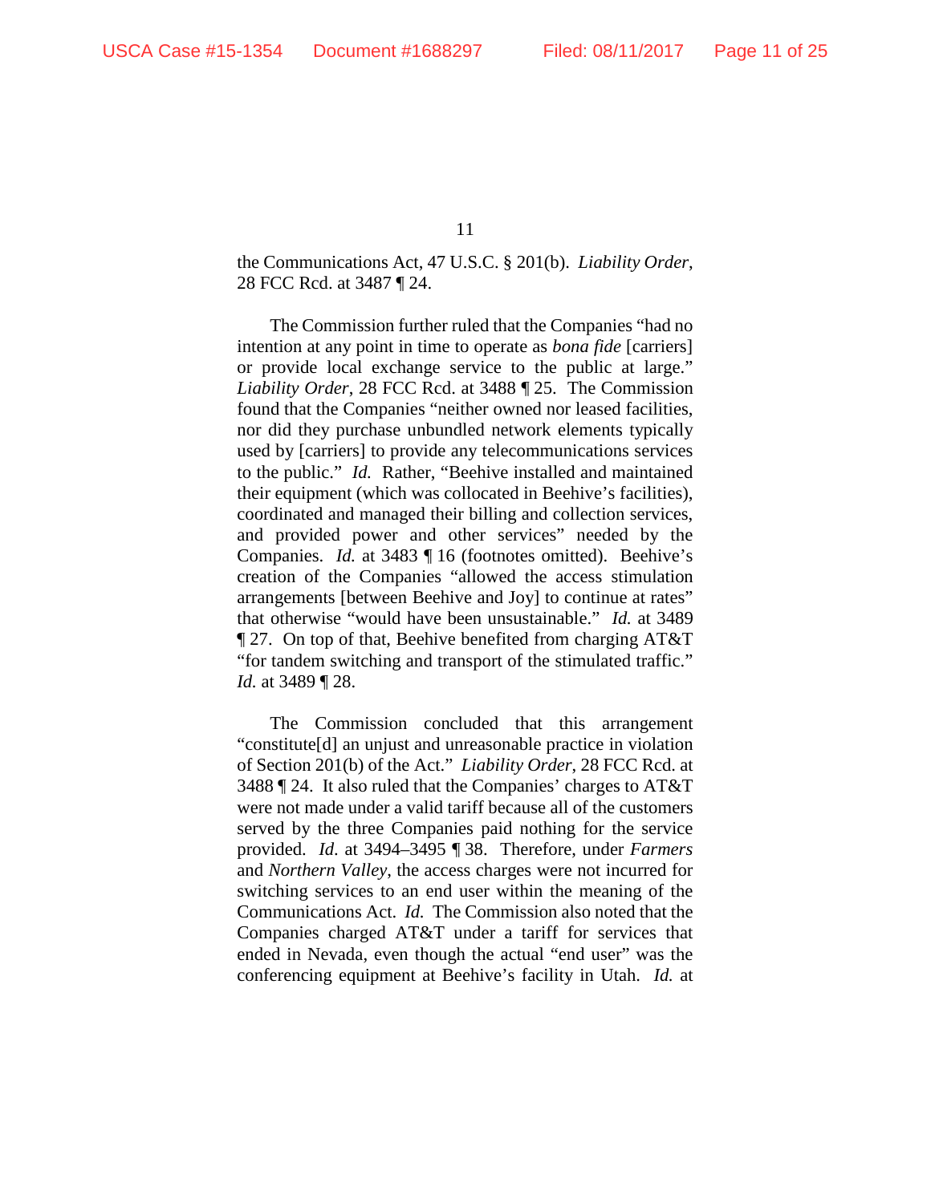the Communications Act, 47 U.S.C. § 201(b). *Liability Order*, 28 FCC Rcd. at 3487 ¶ 24.

The Commission further ruled that the Companies "had no intention at any point in time to operate as *bona fide* [carriers] or provide local exchange service to the public at large." *Liability Order*, 28 FCC Rcd. at 3488 ¶ 25. The Commission found that the Companies "neither owned nor leased facilities, nor did they purchase unbundled network elements typically used by [carriers] to provide any telecommunications services to the public." *Id.* Rather, "Beehive installed and maintained their equipment (which was collocated in Beehive's facilities), coordinated and managed their billing and collection services, and provided power and other services" needed by the Companies. *Id.* at 3483 ¶ 16 (footnotes omitted). Beehive's creation of the Companies "allowed the access stimulation arrangements [between Beehive and Joy] to continue at rates" that otherwise "would have been unsustainable." *Id.* at 3489 ¶ 27. On top of that, Beehive benefited from charging AT&T "for tandem switching and transport of the stimulated traffic." *Id.* at 3489 ¶ 28.

The Commission concluded that this arrangement "constitute[d] an unjust and unreasonable practice in violation of Section 201(b) of the Act." *Liability Order*, 28 FCC Rcd. at 3488 ¶ 24. It also ruled that the Companies' charges to AT&T were not made under a valid tariff because all of the customers served by the three Companies paid nothing for the service provided. *Id*. at 3494–3495 ¶ 38. Therefore, under *Farmers* and *Northern Valley*, the access charges were not incurred for switching services to an end user within the meaning of the Communications Act. *Id.* The Commission also noted that the Companies charged AT&T under a tariff for services that ended in Nevada, even though the actual "end user" was the conferencing equipment at Beehive's facility in Utah. *Id.* at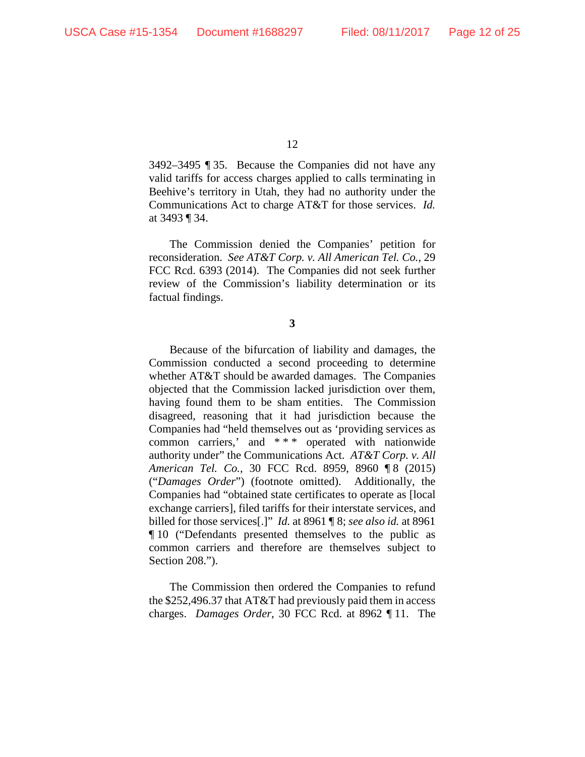3492–3495 ¶ 35. Because the Companies did not have any valid tariffs for access charges applied to calls terminating in Beehive's territory in Utah, they had no authority under the Communications Act to charge AT&T for those services. *Id.* at 3493 ¶ 34.

The Commission denied the Companies' petition for reconsideration. *See AT&T Corp. v. All American Tel. Co.*, 29 FCC Rcd. 6393 (2014). The Companies did not seek further review of the Commission's liability determination or its factual findings.

**3**

Because of the bifurcation of liability and damages, the Commission conducted a second proceeding to determine whether AT&T should be awarded damages. The Companies objected that the Commission lacked jurisdiction over them, having found them to be sham entities. The Commission disagreed, reasoning that it had jurisdiction because the Companies had "held themselves out as 'providing services as common carriers,' and * * * operated with nationwide authority under" the Communications Act. *AT&T Corp. v. All American Tel. Co.*, 30 FCC Rcd. 8959, 8960 ¶ 8 (2015) ("*Damages Order*") (footnote omitted). Additionally, the Companies had "obtained state certificates to operate as [local exchange carriers], filed tariffs for their interstate services, and billed for those services[.]" *Id.* at 8961 ¶ 8; *see also id.* at 8961 ¶ 10 ("Defendants presented themselves to the public as common carriers and therefore are themselves subject to Section 208.").

The Commission then ordered the Companies to refund the $252,496.37 that AT&T had previously paid them in access charges. *Damages Order*, 30 FCC Rcd. at 8962 ¶ 11. The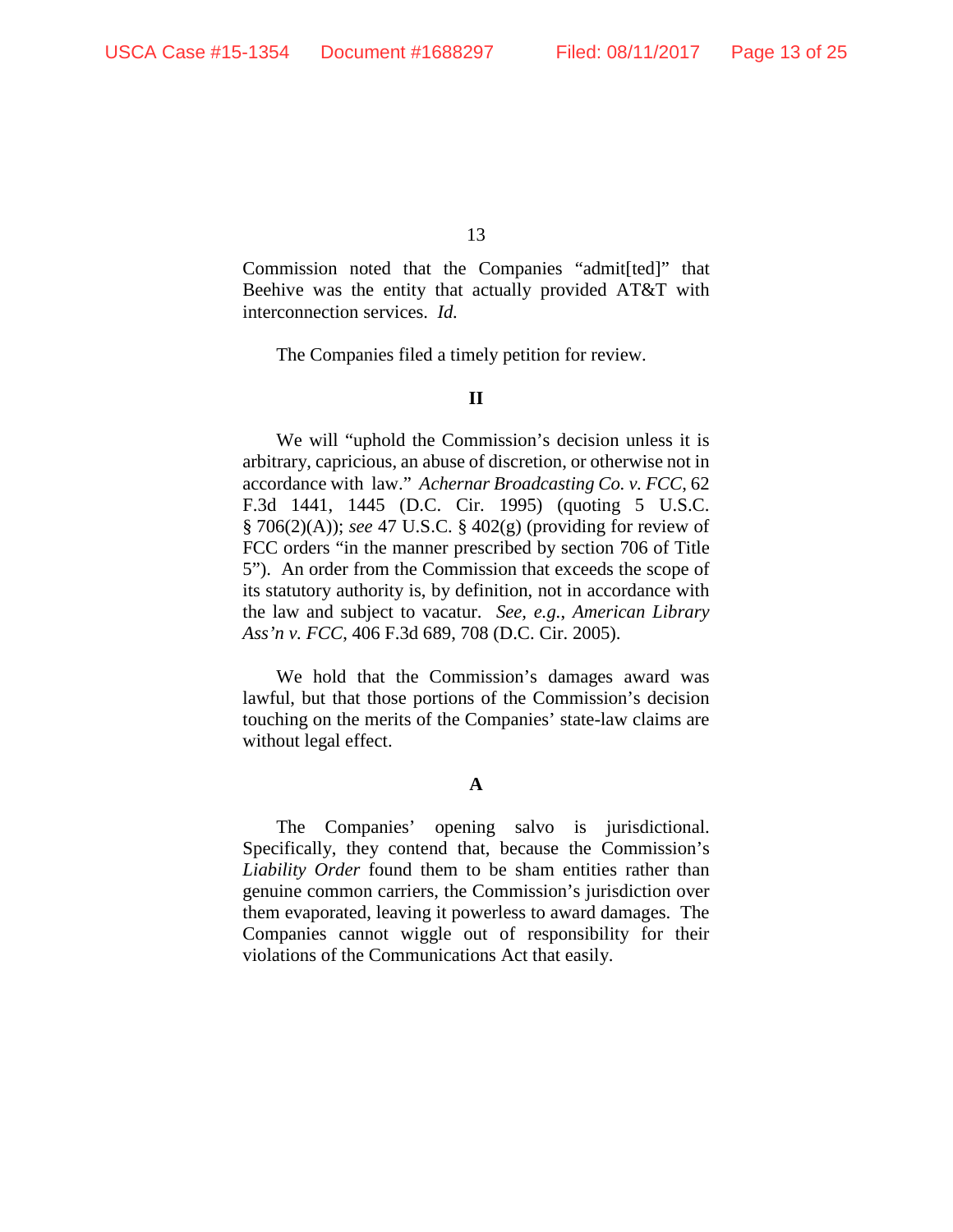Commission noted that the Companies "admit[ted]" that Beehive was the entity that actually provided AT&T with interconnection services. *Id.*

The Companies filed a timely petition for review.

## II

We will "uphold the Commission's decision unless it is arbitrary, capricious, an abuse of discretion, or otherwise not in accordance with law." *Achernar Broadcasting Co. v. FCC*, 62 F.3d 1441, 1445 (D.C. Cir. 1995) (quoting 5 U.S.C. § 706(2)(A)); *see* 47 U.S.C. § 402(g) (providing for review of FCC orders "in the manner prescribed by section 706 of Title 5"). An order from the Commission that exceeds the scope of its statutory authority is, by definition, not in accordance with the law and subject to vacatur. *See, e.g.*, *American Library Ass'n v. FCC*, 406 F.3d 689, 708 (D.C. Cir. 2005).

We hold that the Commission's damages award was lawful, but that those portions of the Commission's decision touching on the merits of the Companies' state-law claims are without legal effect.

### A

The Companies' opening salvo is jurisdictional. Specifically, they contend that, because the Commission's *Liability Order* found them to be sham entities rather than genuine common carriers, the Commission's jurisdiction over them evaporated, leaving it powerless to award damages. The Companies cannot wiggle out of responsibility for their violations of the Communications Act that easily.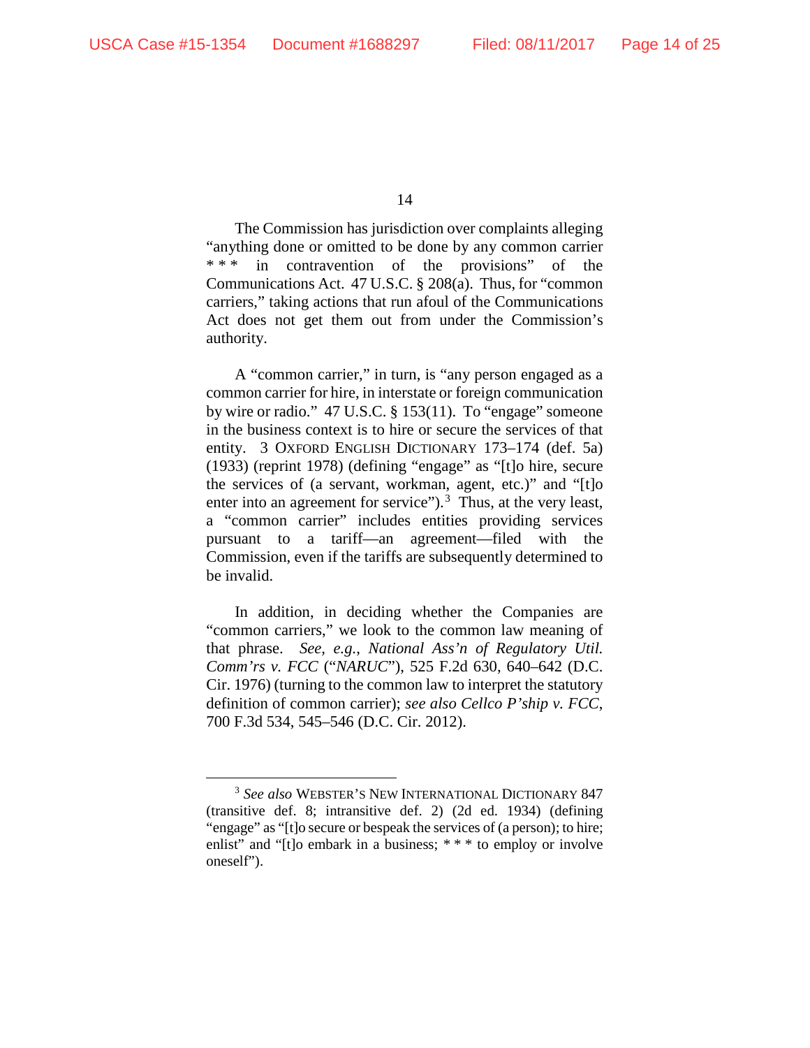The Commission has jurisdiction over complaints alleging "anything done or omitted to be done by any common carrier * * * in contravention of the provisions" of the Communications Act. 47 U.S.C. § 208(a). Thus, for "common carriers," taking actions that run afoul of the Communications Act does not get them out from under the Commission's authority.

A "common carrier," in turn, is "any person engaged as a common carrier for hire, in interstate or foreign communication by wire or radio." 47 U.S.C. § 153(11). To "engage" someone in the business context is to hire or secure the services of that entity. 3 OXFORD ENGLISH DICTIONARY 173–174 (def. 5a) (1933) (reprint 1978) (defining "engage" as "[t]o hire, secure the services of (a servant, workman, agent, etc.)" and "[t]o enter into an agreement for service").[3] Thus, at the very least, a "common carrier" includes entities providing services pursuant to a tariff—an agreement—filed with the Commission, even if the tariffs are subsequently determined to be invalid.

In addition, in deciding whether the Companies are "common carriers," we look to the common law meaning of that phrase. *See, e.g.*, *National Ass'n of Regulatory Util. Comm'rs v. FCC* ("*NARUC*"), 525 F.2d 630, 640–642 (D.C. Cir. 1976) (turning to the common law to interpret the statutory definition of common carrier); *see also Cellco P'ship v. FCC*, 700 F.3d 534, 545–546 (D.C. Cir. 2012).

---

[3] *See also* WEBSTER'S NEW INTERNATIONAL DICTIONARY 847 (transitive def. 8; intransitive def. 2) (2d ed. 1934) (defining "engage" as "[t]o secure or bespeak the services of (a person); to hire; enlist" and "[t]o embark in a business; * * * to employ or involve oneself").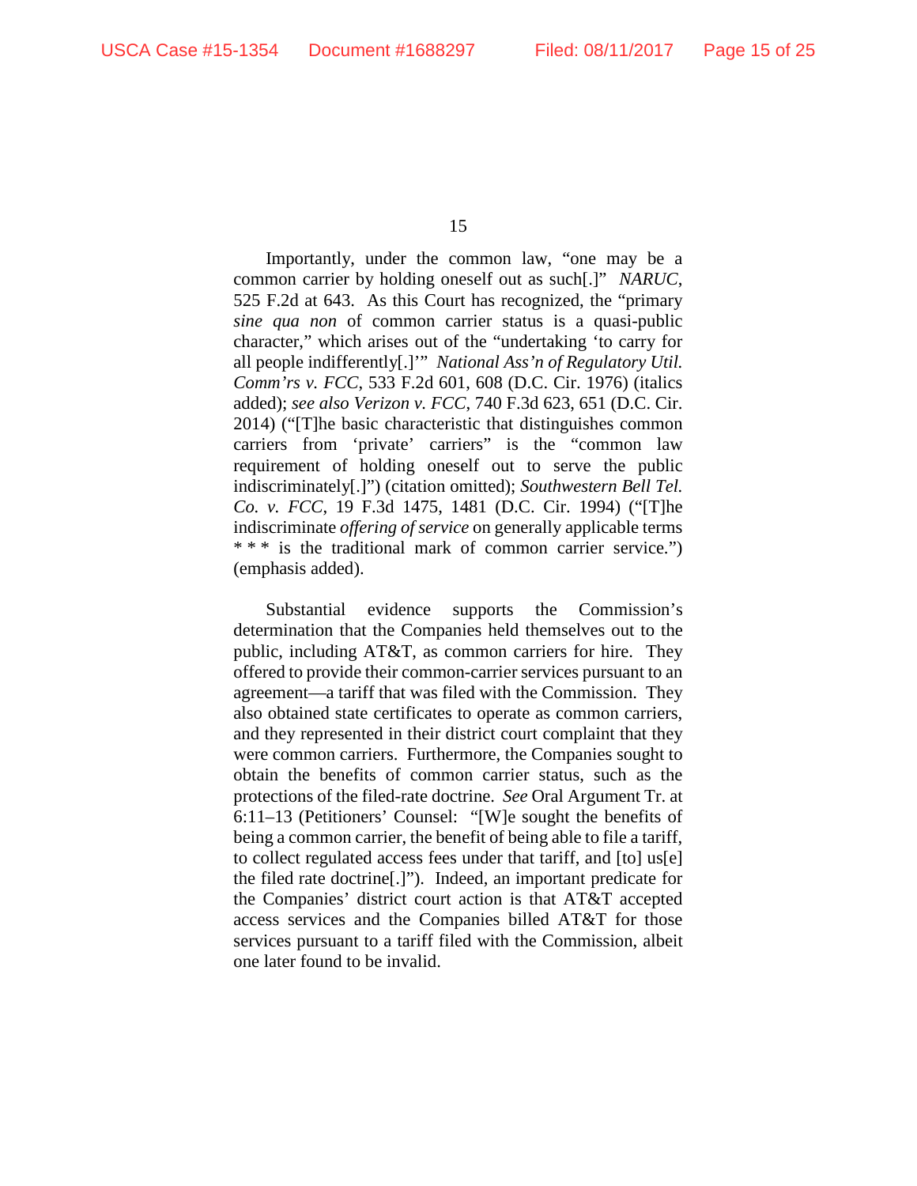Importantly, under the common law, "one may be a common carrier by holding oneself out as such[.]" *NARUC*, 525 F.2d at 643. As this Court has recognized, the "primary *sine qua non* of common carrier status is a quasi-public character," which arises out of the "undertaking 'to carry for all people indifferently[.]'" *National Ass'n of Regulatory Util. Comm'rs v. FCC*, 533 F.2d 601, 608 (D.C. Cir. 1976) (italics added); *see also Verizon v. FCC*, 740 F.3d 623, 651 (D.C. Cir. 2014) ("[T]he basic characteristic that distinguishes common carriers from 'private' carriers" is the "common law requirement of holding oneself out to serve the public indiscriminately[.]") (citation omitted); *Southwestern Bell Tel. Co. v. FCC*, 19 F.3d 1475, 1481 (D.C. Cir. 1994) ("[T]he indiscriminate *offering of service* on generally applicable terms * * * is the traditional mark of common carrier service.") (emphasis added).

Substantial evidence supports the Commission's determination that the Companies held themselves out to the public, including AT&T, as common carriers for hire. They offered to provide their common-carrier services pursuant to an agreement—a tariff that was filed with the Commission. They also obtained state certificates to operate as common carriers, and they represented in their district court complaint that they were common carriers. Furthermore, the Companies sought to obtain the benefits of common carrier status, such as the protections of the filed-rate doctrine. *See* Oral Argument Tr. at 6:11–13 (Petitioners' Counsel: "[W]e sought the benefits of being a common carrier, the benefit of being able to file a tariff, to collect regulated access fees under that tariff, and [to] us[e] the filed rate doctrine[.]"). Indeed, an important predicate for the Companies' district court action is that AT&T accepted access services and the Companies billed AT&T for those services pursuant to a tariff filed with the Commission, albeit one later found to be invalid.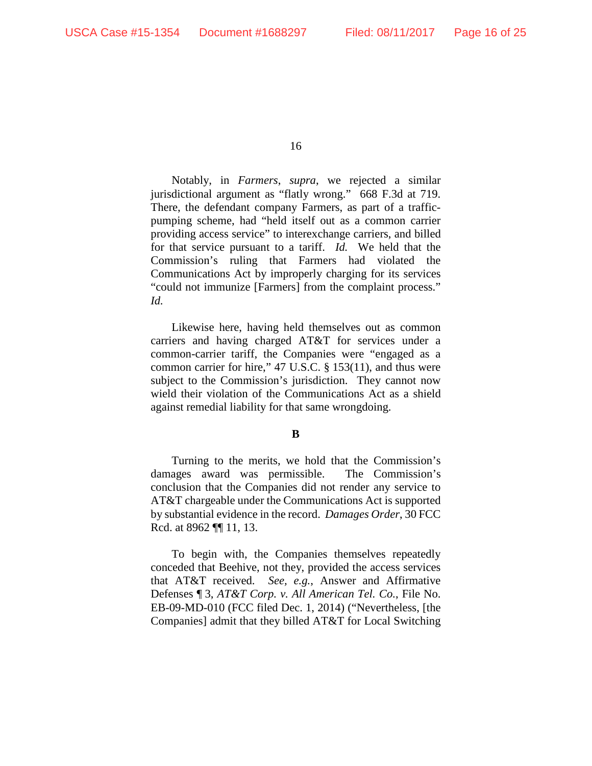Notably, in *Farmers*, *supra*, we rejected a similar jurisdictional argument as "flatly wrong." 668 F.3d at 719. There, the defendant company Farmers, as part of a traffic-pumping scheme, had "held itself out as a common carrier providing access service" to interexchange carriers, and billed for that service pursuant to a tariff. *Id.* We held that the Commission's ruling that Farmers had violated the Communications Act by improperly charging for its services "could not immunize [Farmers] from the complaint process." *Id.*

Likewise here, having held themselves out as common carriers and having charged AT&T for services under a common-carrier tariff, the Companies were "engaged as a common carrier for hire," 47 U.S.C. § 153(11), and thus were subject to the Commission's jurisdiction. They cannot now wield their violation of the Communications Act as a shield against remedial liability for that same wrongdoing.

**B**

Turning to the merits, we hold that the Commission's damages award was permissible. The Commission's conclusion that the Companies did not render any service to AT&T chargeable under the Communications Act is supported by substantial evidence in the record. *Damages Order*, 30 FCC Rcd. at 8962 ¶¶ 11, 13.

To begin with, the Companies themselves repeatedly conceded that Beehive, not they, provided the access services that AT&T received. *See, e.g.*, Answer and Affirmative Defenses ¶ 3, *AT&T Corp. v. All American Tel. Co.*, File No. EB-09-MD-010 (FCC filed Dec. 1, 2014) ("Nevertheless, [the Companies] admit that they billed AT&T for Local Switching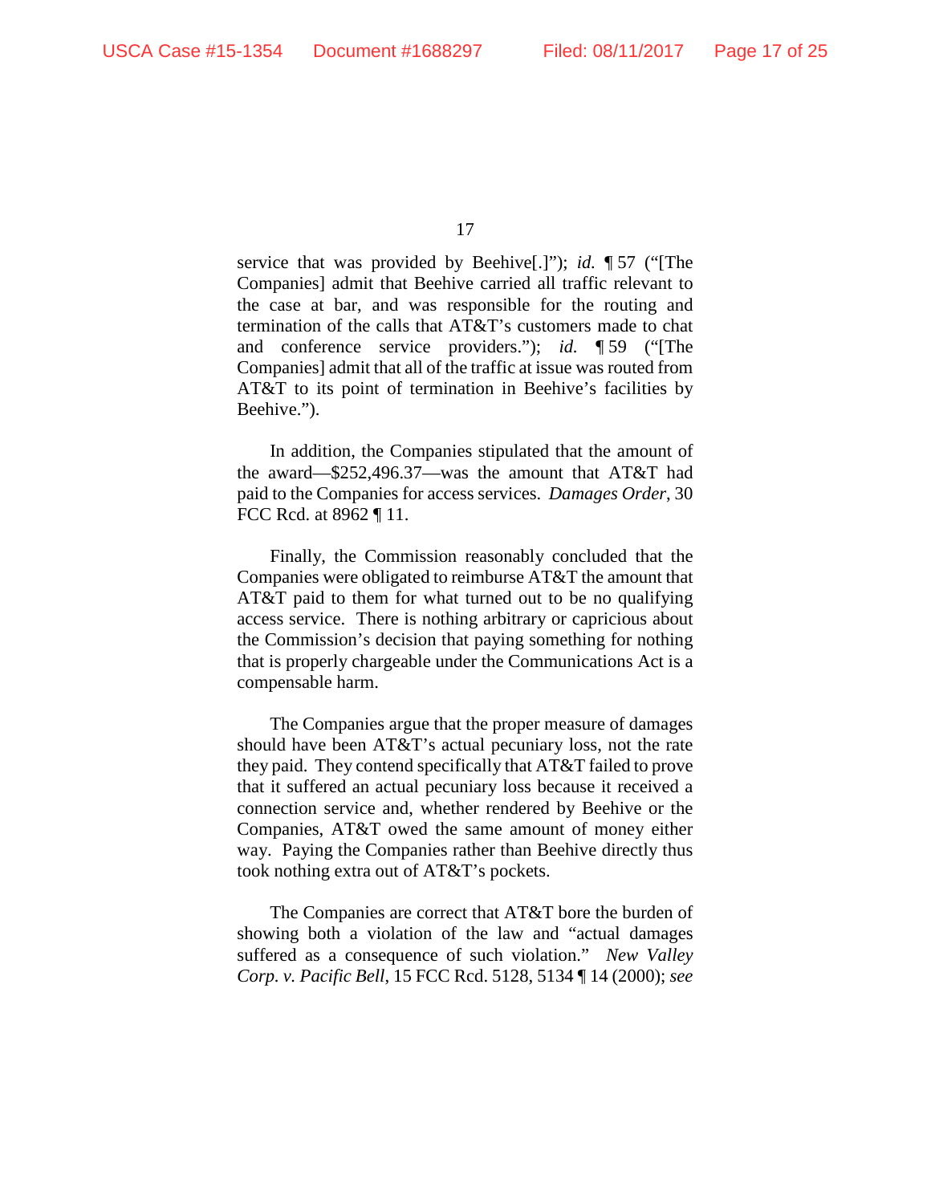service that was provided by Beehive[.]"); *id.* ¶ 57 ("[The Companies] admit that Beehive carried all traffic relevant to the case at bar, and was responsible for the routing and termination of the calls that AT&T's customers made to chat and conference service providers."); *id.* ¶ 59 ("[The Companies] admit that all of the traffic at issue was routed from AT&T to its point of termination in Beehive's facilities by Beehive.").

In addition, the Companies stipulated that the amount of the award—$252,496.37—was the amount that AT&T had paid to the Companies for access services. *Damages Order*, 30 FCC Rcd. at 8962 ¶ 11.

Finally, the Commission reasonably concluded that the Companies were obligated to reimburse AT&T the amount that AT&T paid to them for what turned out to be no qualifying access service. There is nothing arbitrary or capricious about the Commission's decision that paying something for nothing that is properly chargeable under the Communications Act is a compensable harm.

The Companies argue that the proper measure of damages should have been AT&T's actual pecuniary loss, not the rate they paid. They contend specifically that AT&T failed to prove that it suffered an actual pecuniary loss because it received a connection service and, whether rendered by Beehive or the Companies, AT&T owed the same amount of money either way. Paying the Companies rather than Beehive directly thus took nothing extra out of AT&T's pockets.

The Companies are correct that AT&T bore the burden of showing both a violation of the law and "actual damages suffered as a consequence of such violation." *New Valley Corp. v. Pacific Bell*, 15 FCC Rcd. 5128, 5134 ¶ 14 (2000); *see*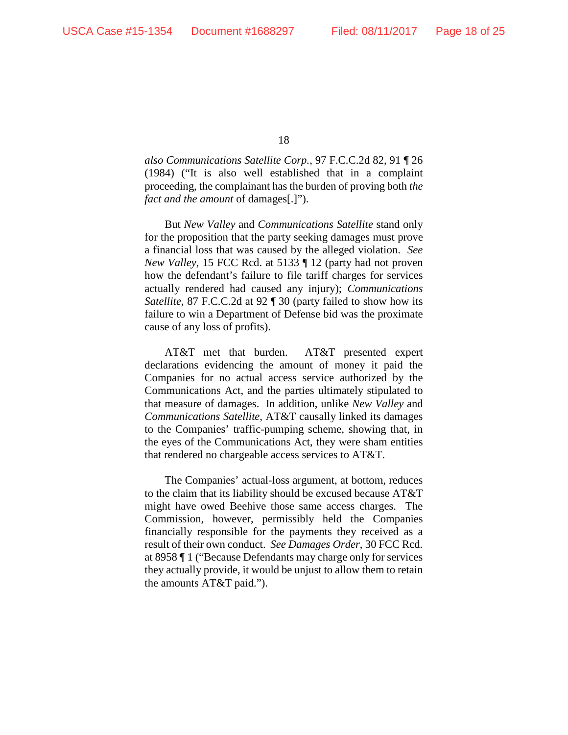*also Communications Satellite Corp.*, 97 F.C.C.2d 82, 91 ¶ 26 (1984) ("It is also well established that in a complaint proceeding, the complainant has the burden of proving both *the fact and the amount* of damages[.]").

But *New Valley* and *Communications Satellite* stand only for the proposition that the party seeking damages must prove a financial loss that was caused by the alleged violation. *See New Valley*, 15 FCC Rcd. at 5133 ¶ 12 (party had not proven how the defendant's failure to file tariff charges for services actually rendered had caused any injury); *Communications Satellite*, 87 F.C.C.2d at 92 ¶ 30 (party failed to show how its failure to win a Department of Defense bid was the proximate cause of any loss of profits).

AT&T met that burden. AT&T presented expert declarations evidencing the amount of money it paid the Companies for no actual access service authorized by the Communications Act, and the parties ultimately stipulated to that measure of damages. In addition, unlike *New Valley* and *Communications Satellite*, AT&T causally linked its damages to the Companies' traffic-pumping scheme, showing that, in the eyes of the Communications Act, they were sham entities that rendered no chargeable access services to AT&T.

The Companies' actual-loss argument, at bottom, reduces to the claim that its liability should be excused because AT&T might have owed Beehive those same access charges. The Commission, however, permissibly held the Companies financially responsible for the payments they received as a result of their own conduct. *See Damages Order*, 30 FCC Rcd. at 8958 ¶ 1 ("Because Defendants may charge only for services they actually provide, it would be unjust to allow them to retain the amounts AT&T paid.").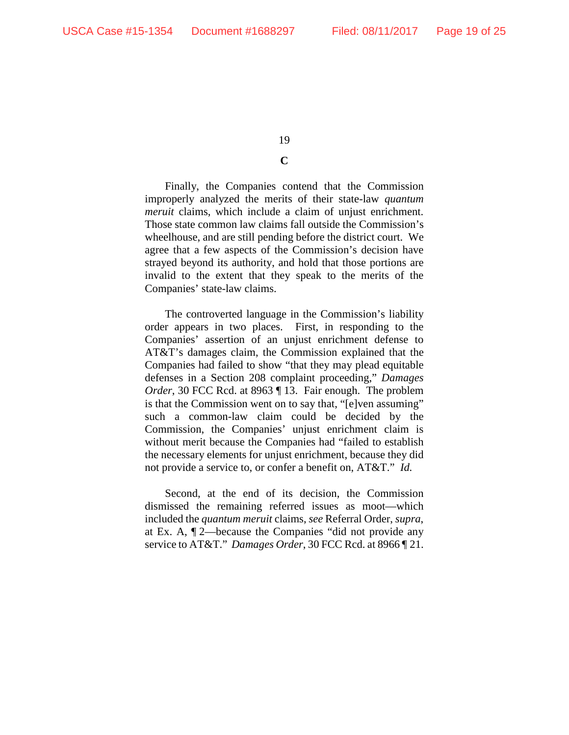## C

Finally, the Companies contend that the Commission improperly analyzed the merits of their state-law *quantum meruit* claims, which include a claim of unjust enrichment. Those state common law claims fall outside the Commission's wheelhouse, and are still pending before the district court. We agree that a few aspects of the Commission's decision have strayed beyond its authority, and hold that those portions are invalid to the extent that they speak to the merits of the Companies' state-law claims.

The controverted language in the Commission's liability order appears in two places. First, in responding to the Companies' assertion of an unjust enrichment defense to AT&T's damages claim, the Commission explained that the Companies had failed to show "that they may plead equitable defenses in a Section 208 complaint proceeding," *Damages Order*, 30 FCC Rcd. at 8963 ¶ 13. Fair enough. The problem is that the Commission went on to say that, "[e]ven assuming" such a common-law claim could be decided by the Commission, the Companies' unjust enrichment claim is without merit because the Companies had "failed to establish the necessary elements for unjust enrichment, because they did not provide a service to, or confer a benefit on, AT&T." *Id.*

Second, at the end of its decision, the Commission dismissed the remaining referred issues as moot—which included the *quantum meruit* claims, *see* Referral Order, *supra*, at Ex. A, ¶ 2—because the Companies "did not provide any service to AT&T." *Damages Order*, 30 FCC Rcd. at 8966 ¶ 21.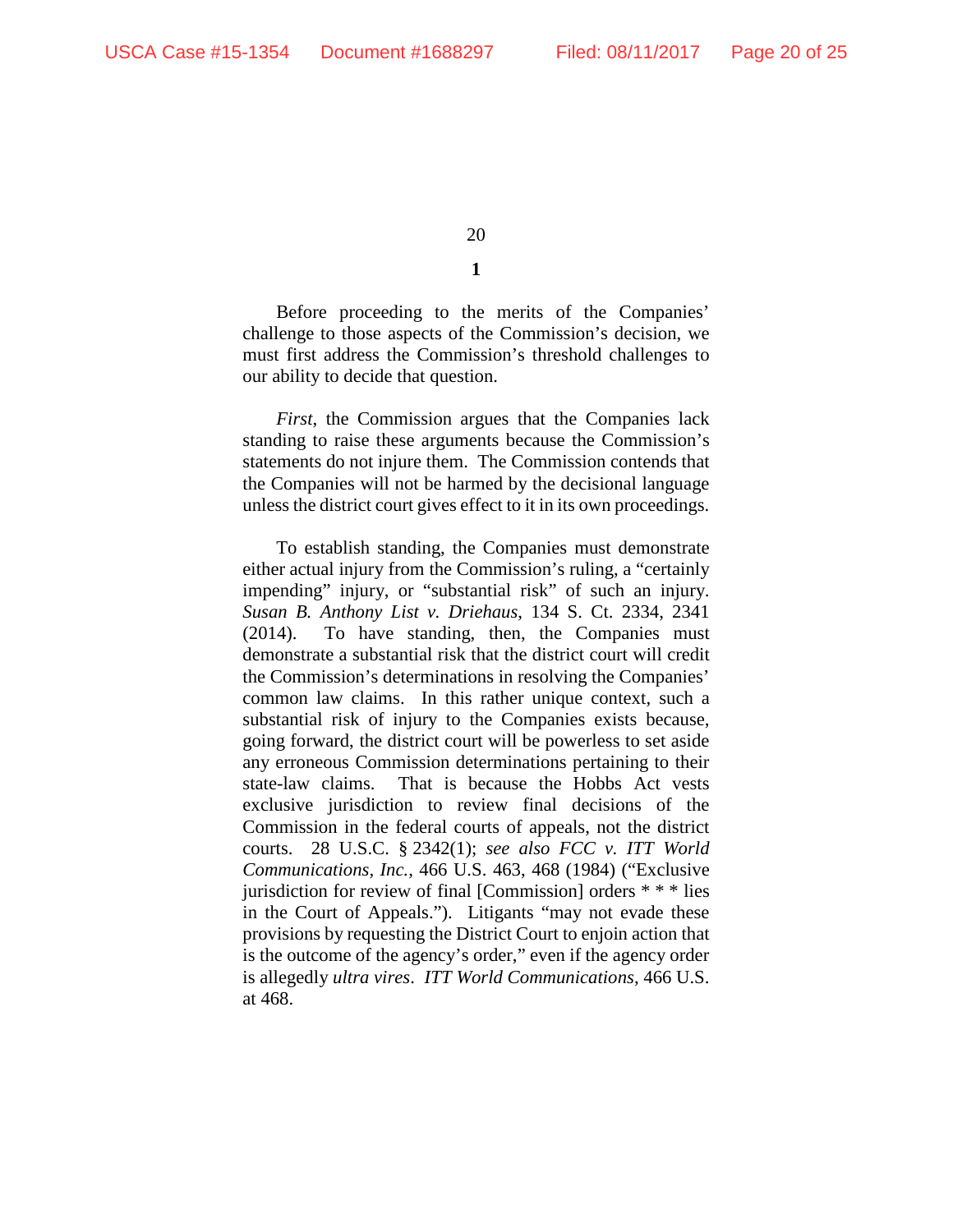**1**

Before proceeding to the merits of the Companies' challenge to those aspects of the Commission's decision, we must first address the Commission's threshold challenges to our ability to decide that question.

*First*, the Commission argues that the Companies lack standing to raise these arguments because the Commission's statements do not injure them. The Commission contends that the Companies will not be harmed by the decisional language unless the district court gives effect to it in its own proceedings.

To establish standing, the Companies must demonstrate either actual injury from the Commission's ruling, a "certainly impending" injury, or "substantial risk" of such an injury. *Susan B. Anthony List v. Driehaus*, 134 S. Ct. 2334, 2341 (2014). To have standing, then, the Companies must demonstrate a substantial risk that the district court will credit the Commission's determinations in resolving the Companies' common law claims. In this rather unique context, such a substantial risk of injury to the Companies exists because, going forward, the district court will be powerless to set aside any erroneous Commission determinations pertaining to their state-law claims. That is because the Hobbs Act vests exclusive jurisdiction to review final decisions of the Commission in the federal courts of appeals, not the district courts. 28 U.S.C. § 2342(1); *see also FCC v. ITT World Communications, Inc.*, 466 U.S. 463, 468 (1984) ("Exclusive jurisdiction for review of final [Commission] orders * * * lies in the Court of Appeals."). Litigants "may not evade these provisions by requesting the District Court to enjoin action that is the outcome of the agency's order," even if the agency order is allegedly *ultra vires*. *ITT World Communications*, 466 U.S. at 468.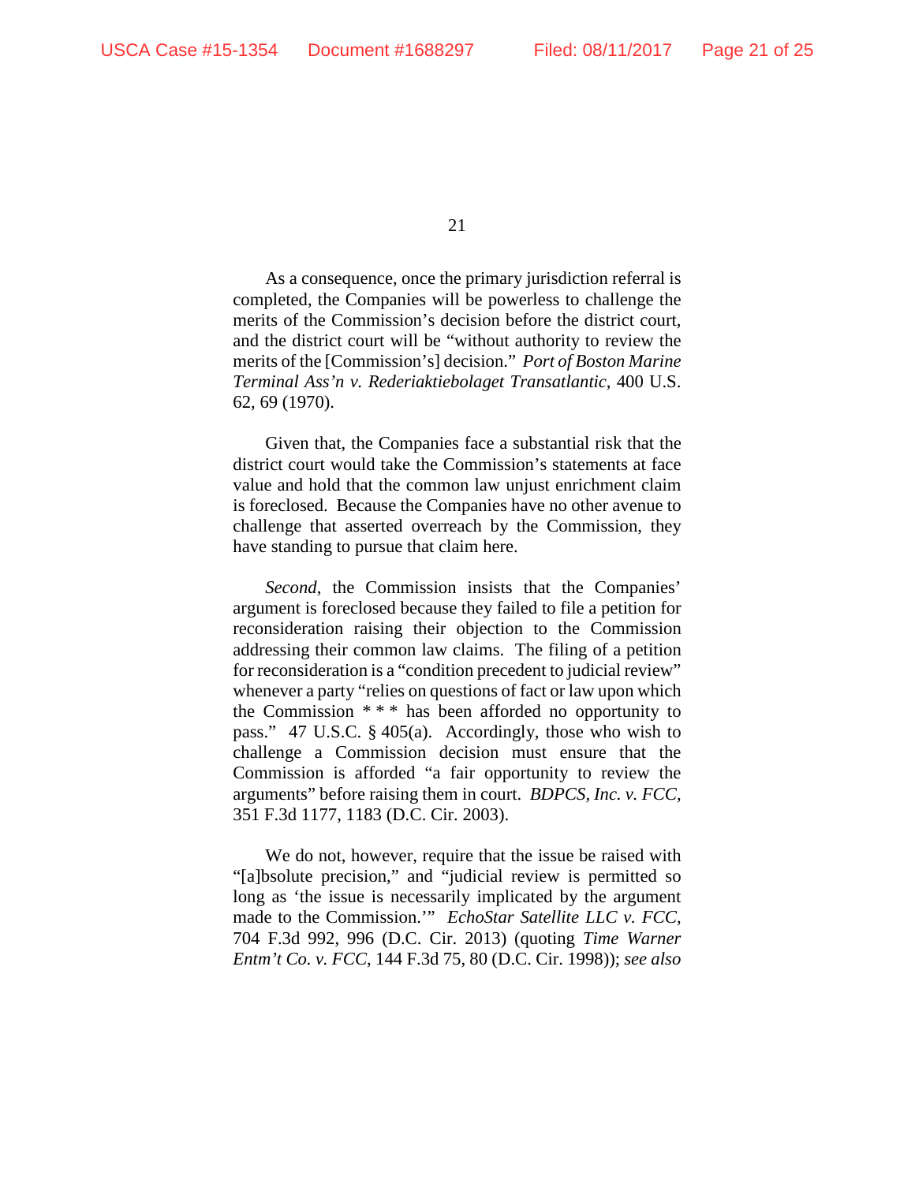As a consequence, once the primary jurisdiction referral is completed, the Companies will be powerless to challenge the merits of the Commission's decision before the district court, and the district court will be "without authority to review the merits of the [Commission's] decision." *Port of Boston Marine Terminal Ass'n v. Rederiaktiebolaget Transatlantic*, 400 U.S. 62, 69 (1970).

Given that, the Companies face a substantial risk that the district court would take the Commission's statements at face value and hold that the common law unjust enrichment claim is foreclosed. Because the Companies have no other avenue to challenge that asserted overreach by the Commission, they have standing to pursue that claim here.

*Second*, the Commission insists that the Companies' argument is foreclosed because they failed to file a petition for reconsideration raising their objection to the Commission addressing their common law claims. The filing of a petition for reconsideration is a "condition precedent to judicial review" whenever a party "relies on questions of fact or law upon which the Commission * * * has been afforded no opportunity to pass." 47 U.S.C. § 405(a). Accordingly, those who wish to challenge a Commission decision must ensure that the Commission is afforded "a fair opportunity to review the arguments" before raising them in court. *BDPCS, Inc. v. FCC*, 351 F.3d 1177, 1183 (D.C. Cir. 2003).

We do not, however, require that the issue be raised with "[a]bsolute precision," and "judicial review is permitted so long as 'the issue is necessarily implicated by the argument made to the Commission.'" *EchoStar Satellite LLC v. FCC*, 704 F.3d 992, 996 (D.C. Cir. 2013) (quoting *Time Warner Entm't Co. v. FCC*, 144 F.3d 75, 80 (D.C. Cir. 1998)); *see also*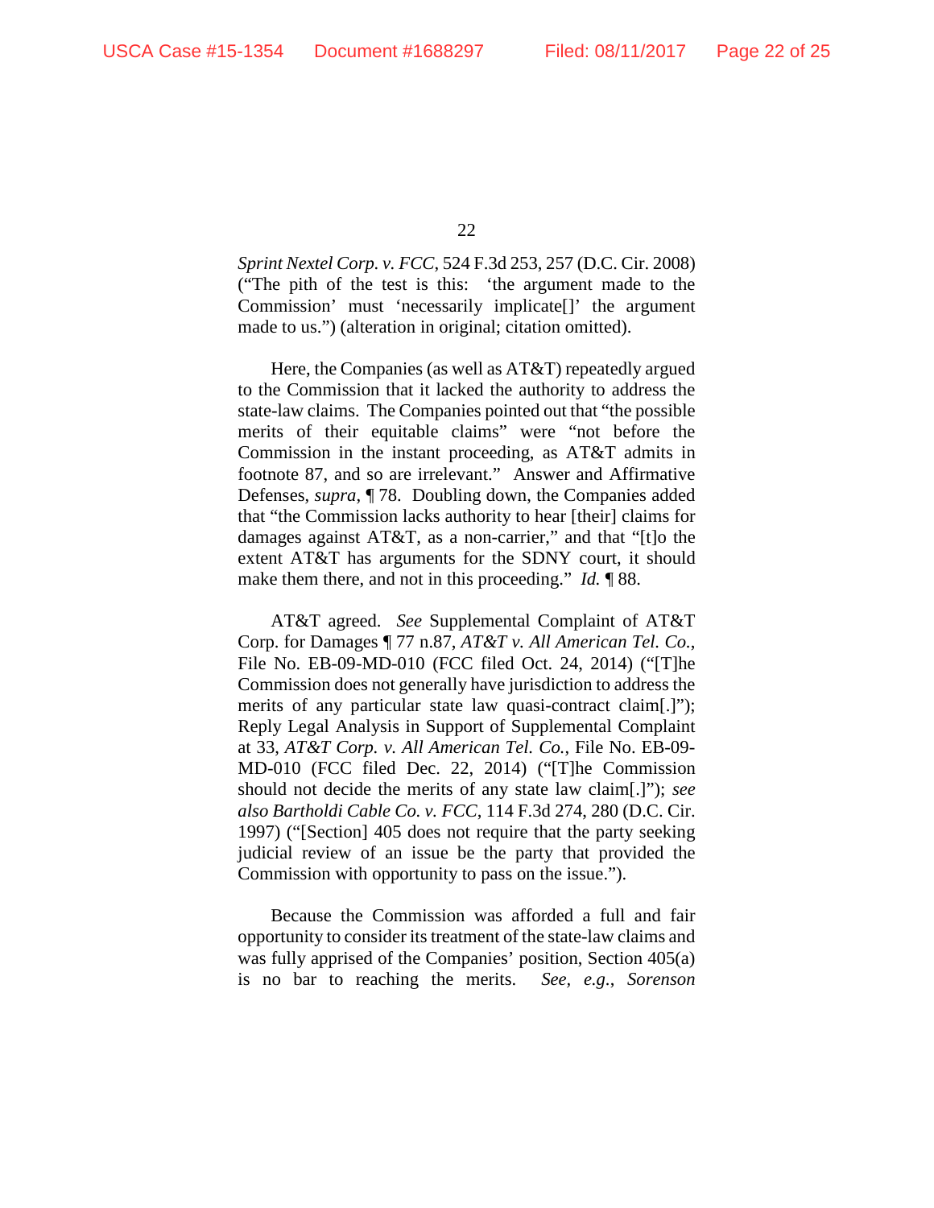*Sprint Nextel Corp. v. FCC*, 524 F.3d 253, 257 (D.C. Cir. 2008) ("The pith of the test is this: 'the argument made to the Commission' must 'necessarily implicate[]' the argument made to us.") (alteration in original; citation omitted).

Here, the Companies (as well as AT&T) repeatedly argued to the Commission that it lacked the authority to address the state-law claims. The Companies pointed out that "the possible merits of their equitable claims" were "not before the Commission in the instant proceeding, as AT&T admits in footnote 87, and so are irrelevant." Answer and Affirmative Defenses, *supra*, ¶ 78. Doubling down, the Companies added that "the Commission lacks authority to hear [their] claims for damages against AT&T, as a non-carrier," and that "[t]o the extent AT&T has arguments for the SDNY court, it should make them there, and not in this proceeding." *Id.* ¶ 88.

AT&T agreed. *See* Supplemental Complaint of AT&T Corp. for Damages ¶ 77 n.87, *AT&T v. All American Tel. Co.*, File No. EB-09-MD-010 (FCC filed Oct. 24, 2014) ("[T]he Commission does not generally have jurisdiction to address the merits of any particular state law quasi-contract claim[.]"); Reply Legal Analysis in Support of Supplemental Complaint at 33, *AT&T Corp. v. All American Tel. Co.*, File No. EB-09-MD-010 (FCC filed Dec. 22, 2014) ("[T]he Commission should not decide the merits of any state law claim[.]"); *see also Bartholdi Cable Co. v. FCC*, 114 F.3d 274, 280 (D.C. Cir. 1997) ("[Section] 405 does not require that the party seeking judicial review of an issue be the party that provided the Commission with opportunity to pass on the issue.").

Because the Commission was afforded a full and fair opportunity to consider its treatment of the state-law claims and was fully apprised of the Companies' position, Section 405(a) is no bar to reaching the merits. *See, e.g.*, *Sorenson*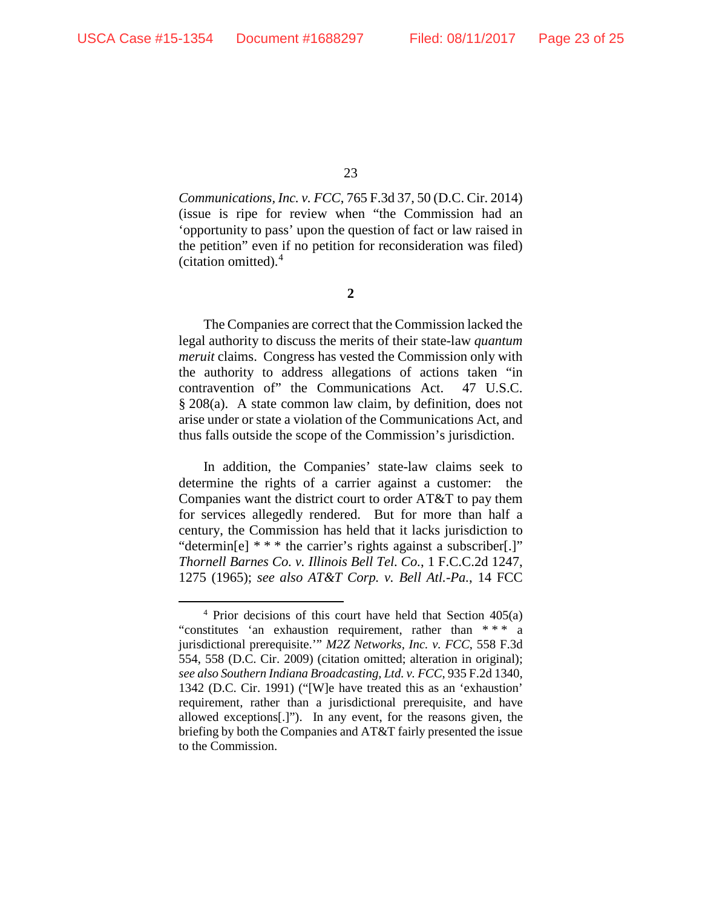*Communications, Inc. v. FCC*, 765 F.3d 37, 50 (D.C. Cir. 2014) (issue is ripe for review when "the Commission had an 'opportunity to pass' upon the question of fact or law raised in the petition" even if no petition for reconsideration was filed) (citation omitted).[4]

**2**

The Companies are correct that the Commission lacked the legal authority to discuss the merits of their state-law *quantum meruit* claims. Congress has vested the Commission only with the authority to address allegations of actions taken "in contravention of" the Communications Act. 47 U.S.C. § 208(a). A state common law claim, by definition, does not arise under or state a violation of the Communications Act, and thus falls outside the scope of the Commission's jurisdiction.

In addition, the Companies' state-law claims seek to determine the rights of a carrier against a customer: the Companies want the district court to order AT&T to pay them for services allegedly rendered. But for more than half a century, the Commission has held that it lacks jurisdiction to "determin[e] * * * the carrier's rights against a subscriber[.]" *Thornell Barnes Co. v. Illinois Bell Tel. Co.*, 1 F.C.C.2d 1247, 1275 (1965); *see also AT&T Corp. v. Bell Atl.-Pa.*, 14 FCC

---

[4] Prior decisions of this court have held that Section 405(a) "constitutes 'an exhaustion requirement, rather than * * * a jurisdictional prerequisite.'" *M2Z Networks, Inc. v. FCC*, 558 F.3d 554, 558 (D.C. Cir. 2009) (citation omitted; alteration in original); *see also Southern Indiana Broadcasting, Ltd. v. FCC*, 935 F.2d 1340, 1342 (D.C. Cir. 1991) ("[W]e have treated this as an 'exhaustion' requirement, rather than a jurisdictional prerequisite, and have allowed exceptions[.]"). In any event, for the reasons given, the briefing by both the Companies and AT&T fairly presented the issue to the Commission.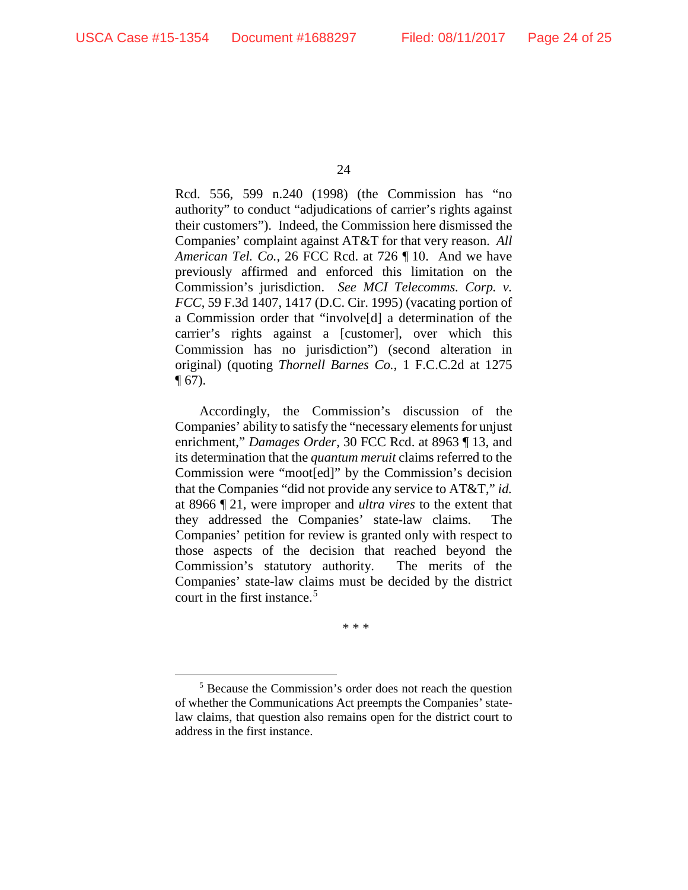Rcd. 556, 599 n.240 (1998) (the Commission has "no authority" to conduct "adjudications of carrier's rights against their customers"). Indeed, the Commission here dismissed the Companies' complaint against AT&T for that very reason. *All American Tel. Co.*, 26 FCC Rcd. at 726 ¶ 10. And we have previously affirmed and enforced this limitation on the Commission's jurisdiction. *See MCI Telecomms. Corp. v. FCC*, 59 F.3d 1407, 1417 (D.C. Cir. 1995) (vacating portion of a Commission order that "involve[d] a determination of the carrier's rights against a [customer], over which this Commission has no jurisdiction") (second alteration in original) (quoting *Thornell Barnes Co.*, 1 F.C.C.2d at 1275 ¶ 67).

Accordingly, the Commission's discussion of the Companies' ability to satisfy the "necessary elements for unjust enrichment," *Damages Order*, 30 FCC Rcd. at 8963 ¶ 13, and its determination that the *quantum meruit* claims referred to the Commission were "moot[ed]" by the Commission's decision that the Companies "did not provide any service to AT&T," *id.* at 8966 ¶ 21, were improper and *ultra vires* to the extent that they addressed the Companies' state-law claims. The Companies' petition for review is granted only with respect to those aspects of the decision that reached beyond the Commission's statutory authority. The merits of the Companies' state-law claims must be decided by the district court in the first instance.[5]

\* \* \*

[5] Because the Commission's order does not reach the question of whether the Communications Act preempts the Companies' state-law claims, that question also remains open for the district court to address in the first instance.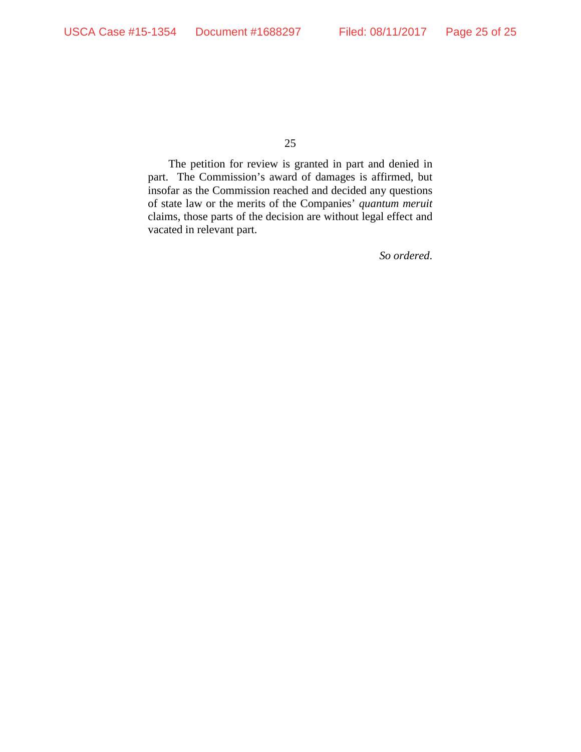The petition for review is granted in part and denied in part. The Commission's award of damages is affirmed, but insofar as the Commission reached and decided any questions of state law or the merits of the Companies' *quantum meruit* claims, those parts of the decision are without legal effect and vacated in relevant part.

*So ordered*.